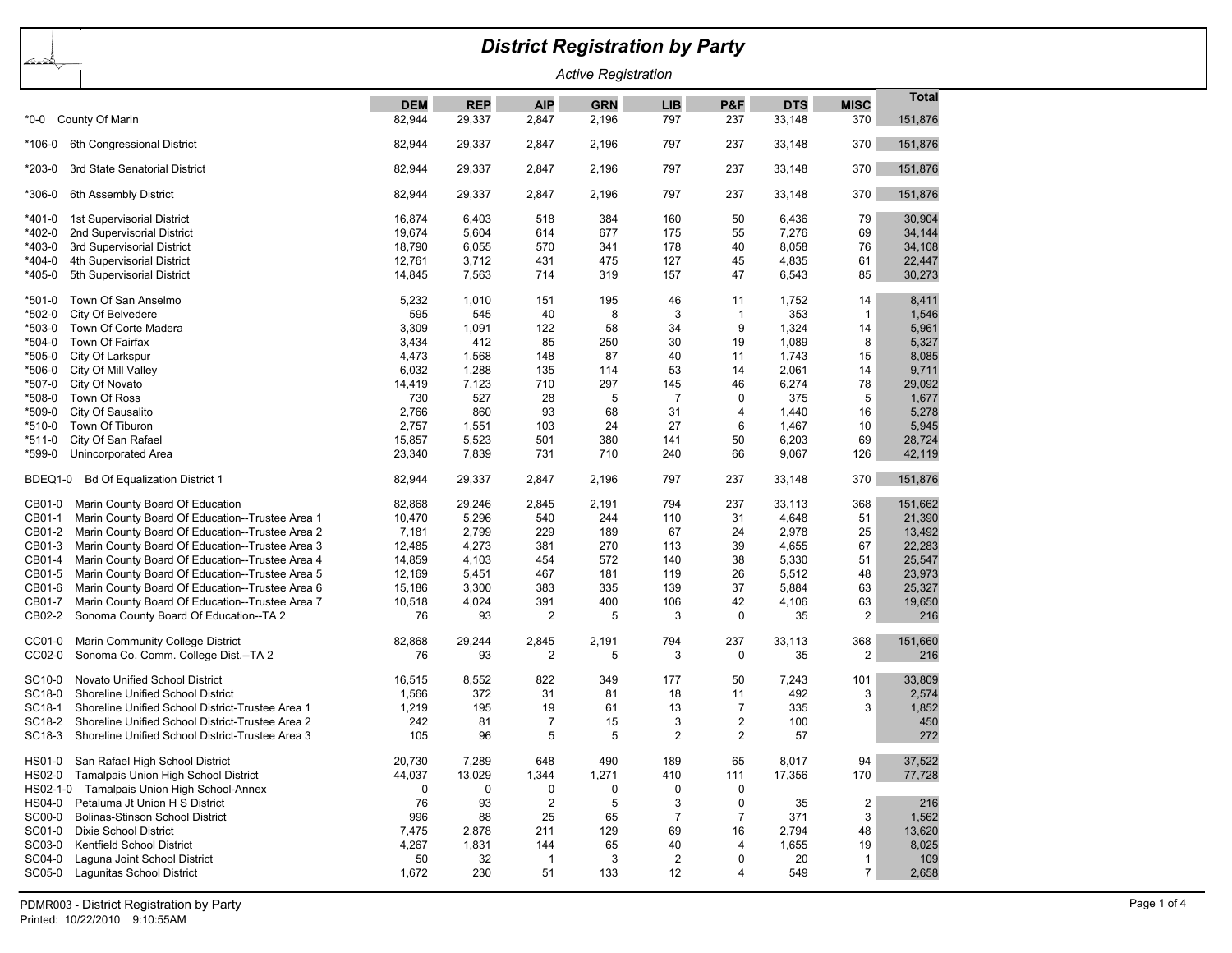# District Registration by Party

*Active Registration*

| Code | District | DEM | REP | AIP | GRN | LIB | P&F | DTS | MISC | Total |
|---|---|---|---|---|---|---|---|---|---|---|
| *0-0 | County Of Marin | 82,944 | 29,337 | 2,847 | 2,196 | 797 | 237 | 33,148 | 370 | 151,876 |
| *106-0 | 6th Congressional District | 82,944 | 29,337 | 2,847 | 2,196 | 797 | 237 | 33,148 | 370 | 151,876 |
| *203-0 | 3rd State Senatorial District | 82,944 | 29,337 | 2,847 | 2,196 | 797 | 237 | 33,148 | 370 | 151,876 |
| *306-0 | 6th Assembly District | 82,944 | 29,337 | 2,847 | 2,196 | 797 | 237 | 33,148 | 370 | 151,876 |
| *401-0 | 1st Supervisorial District | 16,874 | 6,403 | 518 | 384 | 160 | 50 | 6,436 | 79 | 30,904 |
| *402-0 | 2nd Supervisorial District | 19,674 | 5,604 | 614 | 677 | 175 | 55 | 7,276 | 69 | 34,144 |
| *403-0 | 3rd Supervisorial District | 18,790 | 6,055 | 570 | 341 | 178 | 40 | 8,058 | 76 | 34,108 |
| *404-0 | 4th Supervisorial District | 12,761 | 3,712 | 431 | 475 | 127 | 45 | 4,835 | 61 | 22,447 |
| *405-0 | 5th Supervisorial District | 14,845 | 7,563 | 714 | 319 | 157 | 47 | 6,543 | 85 | 30,273 |
| *501-0 | Town Of San Anselmo | 5,232 | 1,010 | 151 | 195 | 46 | 11 | 1,752 | 14 | 8,411 |
| *502-0 | City Of Belvedere | 595 | 545 | 40 | 8 | 3 | 1 | 353 | 1 | 1,546 |
| *503-0 | Town Of Corte Madera | 3,309 | 1,091 | 122 | 58 | 34 | 9 | 1,324 | 14 | 5,961 |
| *504-0 | Town Of Fairfax | 3,434 | 412 | 85 | 250 | 30 | 19 | 1,089 | 8 | 5,327 |
| *505-0 | City Of Larkspur | 4,473 | 1,568 | 148 | 87 | 40 | 11 | 1,743 | 15 | 8,085 |
| *506-0 | City Of Mill Valley | 6,032 | 1,288 | 135 | 114 | 53 | 14 | 2,061 | 14 | 9,711 |
| *507-0 | City Of Novato | 14,419 | 7,123 | 710 | 297 | 145 | 46 | 6,274 | 78 | 29,092 |
| *508-0 | Town Of Ross | 730 | 527 | 28 | 5 | 7 | 0 | 375 | 5 | 1,677 |
| *509-0 | City Of Sausalito | 2,766 | 860 | 93 | 68 | 31 | 4 | 1,440 | 16 | 5,278 |
| *510-0 | Town Of Tiburon | 2,757 | 1,551 | 103 | 24 | 27 | 6 | 1,467 | 10 | 5,945 |
| *511-0 | City Of San Rafael | 15,857 | 5,523 | 501 | 380 | 141 | 50 | 6,203 | 69 | 28,724 |
| *599-0 | Unincorporated Area | 23,340 | 7,839 | 731 | 710 | 240 | 66 | 9,067 | 126 | 42,119 |
| BDEQ1-0 | Bd Of Equalization District 1 | 82,944 | 29,337 | 2,847 | 2,196 | 797 | 237 | 33,148 | 370 | 151,876 |
| CB01-0 | Marin County Board Of Education | 82,868 | 29,246 | 2,845 | 2,191 | 794 | 237 | 33,113 | 368 | 151,662 |
| CB01-1 | Marin County Board Of Education--Trustee Area 1 | 10,470 | 5,296 | 540 | 244 | 110 | 31 | 4,648 | 51 | 21,390 |
| CB01-2 | Marin County Board Of Education--Trustee Area 2 | 7,181 | 2,799 | 229 | 189 | 67 | 24 | 2,978 | 25 | 13,492 |
| CB01-3 | Marin County Board Of Education--Trustee Area 3 | 12,485 | 4,273 | 381 | 270 | 113 | 39 | 4,655 | 67 | 22,283 |
| CB01-4 | Marin County Board Of Education--Trustee Area 4 | 14,859 | 4,103 | 454 | 572 | 140 | 38 | 5,330 | 51 | 25,547 |
| CB01-5 | Marin County Board Of Education--Trustee Area 5 | 12,169 | 5,451 | 467 | 181 | 119 | 26 | 5,512 | 48 | 23,973 |
| CB01-6 | Marin County Board Of Education--Trustee Area 6 | 15,186 | 3,300 | 383 | 335 | 139 | 37 | 5,884 | 63 | 25,327 |
| CB01-7 | Marin County Board Of Education--Trustee Area 7 | 10,518 | 4,024 | 391 | 400 | 106 | 42 | 4,106 | 63 | 19,650 |
| CB02-2 | Sonoma County Board Of Education--TA 2 | 76 | 93 | 2 | 5 | 3 | 0 | 35 | 2 | 216 |
| CC01-0 | Marin Community College District | 82,868 | 29,244 | 2,845 | 2,191 | 794 | 237 | 33,113 | 368 | 151,660 |
| CC02-0 | Sonoma Co. Comm. College Dist.--TA 2 | 76 | 93 | 2 | 5 | 3 | 0 | 35 | 2 | 216 |
| SC10-0 | Novato Unified School District | 16,515 | 8,552 | 822 | 349 | 177 | 50 | 7,243 | 101 | 33,809 |
| SC18-0 | Shoreline Unified School District | 1,566 | 372 | 31 | 81 | 18 | 11 | 492 | 3 | 2,574 |
| SC18-1 | Shoreline Unified School District-Trustee Area 1 | 1,219 | 195 | 19 | 61 | 13 | 7 | 335 | 3 | 1,852 |
| SC18-2 | Shoreline Unified School District-Trustee Area 2 | 242 | 81 | 7 | 15 | 3 | 2 | 100 | | 450 |
| SC18-3 | Shoreline Unified School District-Trustee Area 3 | 105 | 96 | 5 | 5 | 2 | 2 | 57 | | 272 |
| HS01-0 | San Rafael High School District | 20,730 | 7,289 | 648 | 490 | 189 | 65 | 8,017 | 94 | 37,522 |
| HS02-0 | Tamalpais Union High School District | 44,037 | 13,029 | 1,344 | 1,271 | 410 | 111 | 17,356 | 170 | 77,728 |
| HS02-1-0 | Tamalpais Union High School-Annex | 0 | 0 | 0 | 0 | 0 | 0 | | | |
| HS04-0 | Petaluma Jt Union H S District | 76 | 93 | 2 | 5 | 3 | 0 | 35 | 2 | 216 |
| SC00-0 | Bolinas-Stinson School District | 996 | 88 | 25 | 65 | 7 | 7 | 371 | 3 | 1,562 |
| SC01-0 | Dixie School District | 7,475 | 2,878 | 211 | 129 | 69 | 16 | 2,794 | 48 | 13,620 |
| SC03-0 | Kentfield School District | 4,267 | 1,831 | 144 | 65 | 40 | 4 | 1,655 | 19 | 8,025 |
| SC04-0 | Laguna Joint School District | 50 | 32 | 1 | 3 | 2 | 0 | 20 | 1 | 109 |
| SC05-0 | Lagunitas School District | 1,672 | 230 | 51 | 133 | 12 | 4 | 549 | 7 | 2,658 |

PDMR003 - District Registration by Party
Printed: 10/22/2010 9:10:55AM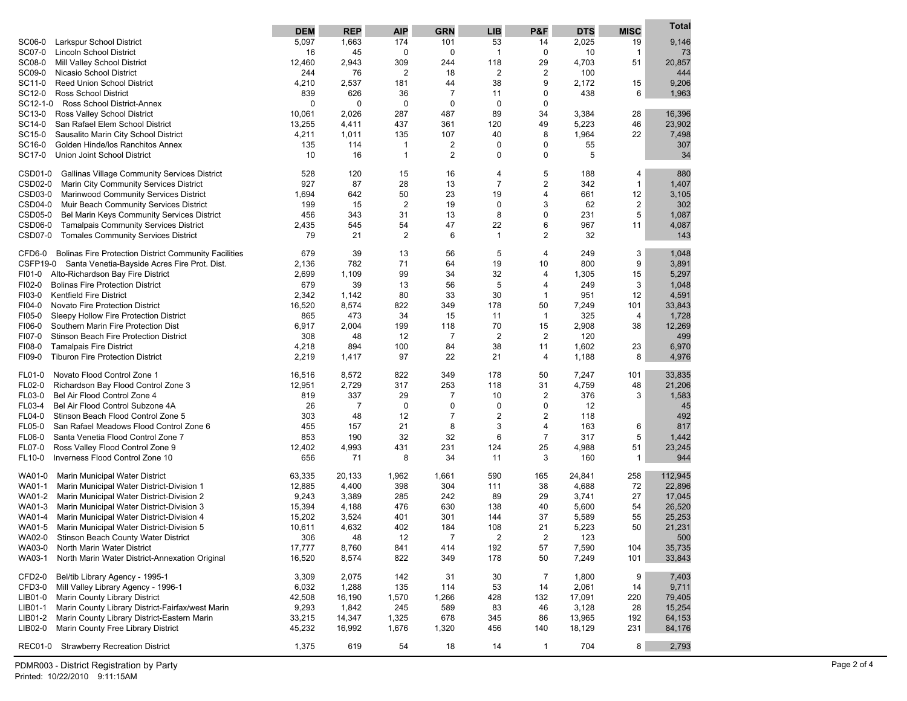| | DEM | REP | AIP | GRN | LIB | P&F | DTS | MISC | Total |
|---|---|---|---|---|---|---|---|---|---|
| SC06-0 Larkspur School District | 5,097 | 1,663 | 174 | 101 | 53 | 14 | 2,025 | 19 | 9,146 |
| SC07-0 Lincoln School District | 16 | 45 | 0 | 0 | 1 | 0 | 10 | 1 | 73 |
| SC08-0 Mill Valley School District | 12,460 | 2,943 | 309 | 244 | 118 | 29 | 4,703 | 51 | 20,857 |
| SC09-0 Nicasio School District | 244 | 76 | 2 | 18 | 2 | 2 | 100 | | 444 |
| SC11-0 Reed Union School District | 4,210 | 2,537 | 181 | 44 | 38 | 9 | 2,172 | 15 | 9,206 |
| SC12-0 Ross School District | 839 | 626 | 36 | 7 | 11 | 0 | 438 | 6 | 1,963 |
| SC12-1-0 Ross School District-Annex | 0 | 0 | 0 | 0 | 0 | 0 | | | |
| SC13-0 Ross Valley School District | 10,061 | 2,026 | 287 | 487 | 89 | 34 | 3,384 | 28 | 16,396 |
| SC14-0 San Rafael Elem School District | 13,255 | 4,411 | 437 | 361 | 120 | 49 | 5,223 | 46 | 23,902 |
| SC15-0 Sausalito Marin City School District | 4,211 | 1,011 | 135 | 107 | 40 | 8 | 1,964 | 22 | 7,498 |
| SC16-0 Golden Hinde/los Ranchitos Annex | 135 | 114 | 1 | 2 | 0 | 0 | 55 | | 307 |
| SC17-0 Union Joint School District | 10 | 16 | 1 | 2 | 0 | 0 | 5 | | 34 |
| CSD01-0 Gallinas Village Community Services District | 528 | 120 | 15 | 16 | 4 | 5 | 188 | 4 | 880 |
| CSD02-0 Marin City Community Services District | 927 | 87 | 28 | 13 | 7 | 2 | 342 | 1 | 1,407 |
| CSD03-0 Marinwood Community Services District | 1,694 | 642 | 50 | 23 | 19 | 4 | 661 | 12 | 3,105 |
| CSD04-0 Muir Beach Community Services District | 199 | 15 | 2 | 19 | 0 | 3 | 62 | 2 | 302 |
| CSD05-0 Bel Marin Keys Community Services District | 456 | 343 | 31 | 13 | 8 | 0 | 231 | 5 | 1,087 |
| CSD06-0 Tamalpais Community Services District | 2,435 | 545 | 54 | 47 | 22 | 6 | 967 | 11 | 4,087 |
| CSD07-0 Tomales Community Services District | 79 | 21 | 2 | 6 | 1 | 2 | 32 | | 143 |
| CFD6-0 Bolinas Fire Protection District Community Facilities | 679 | 39 | 13 | 56 | 5 | 4 | 249 | 3 | 1,048 |
| CSFP19-0 Santa Venetia-Bayside Acres Fire Prot. Dist. | 2,136 | 782 | 71 | 64 | 19 | 10 | 800 | 9 | 3,891 |
| FI01-0 Alto-Richardson Bay Fire District | 2,699 | 1,109 | 99 | 34 | 32 | 4 | 1,305 | 15 | 5,297 |
| FI02-0 Bolinas Fire Protection District | 679 | 39 | 13 | 56 | 5 | 4 | 249 | 3 | 1,048 |
| FI03-0 Kentfield Fire District | 2,342 | 1,142 | 80 | 33 | 30 | 1 | 951 | 12 | 4,591 |
| FI04-0 Novato Fire Protection District | 16,520 | 8,574 | 822 | 349 | 178 | 50 | 7,249 | 101 | 33,843 |
| FI05-0 Sleepy Hollow Fire Protection District | 865 | 473 | 34 | 15 | 11 | 1 | 325 | 4 | 1,728 |
| FI06-0 Southern Marin Fire Protection Dist | 6,917 | 2,004 | 199 | 118 | 70 | 15 | 2,908 | 38 | 12,269 |
| FI07-0 Stinson Beach Fire Protection District | 308 | 48 | 12 | 7 | 2 | 2 | 120 | | 499 |
| FI08-0 Tamalpais Fire District | 4,218 | 894 | 100 | 84 | 38 | 11 | 1,602 | 23 | 6,970 |
| FI09-0 Tiburon Fire Protection District | 2,219 | 1,417 | 97 | 22 | 21 | 4 | 1,188 | 8 | 4,976 |
| FL01-0 Novato Flood Control Zone 1 | 16,516 | 8,572 | 822 | 349 | 178 | 50 | 7,247 | 101 | 33,835 |
| FL02-0 Richardson Bay Flood Control Zone 3 | 12,951 | 2,729 | 317 | 253 | 118 | 31 | 4,759 | 48 | 21,206 |
| FL03-0 Bel Air Flood Control Zone 4 | 819 | 337 | 29 | 7 | 10 | 2 | 376 | 3 | 1,583 |
| FL03-4 Bel Air Flood Control Subzone 4A | 26 | 7 | 0 | 0 | 0 | 0 | 12 | | 45 |
| FL04-0 Stinson Beach Flood Control Zone 5 | 303 | 48 | 12 | 7 | 2 | 2 | 118 | | 492 |
| FL05-0 San Rafael Meadows Flood Control Zone 6 | 455 | 157 | 21 | 8 | 3 | 4 | 163 | 6 | 817 |
| FL06-0 Santa Venetia Flood Control Zone 7 | 853 | 190 | 32 | 32 | 6 | 7 | 317 | 5 | 1,442 |
| FL07-0 Ross Valley Flood Control Zone 9 | 12,402 | 4,993 | 431 | 231 | 124 | 25 | 4,988 | 51 | 23,245 |
| FL10-0 Inverness Flood Control Zone 10 | 656 | 71 | 8 | 34 | 11 | 3 | 160 | 1 | 944 |
| WA01-0 Marin Municipal Water District | 63,335 | 20,133 | 1,962 | 1,661 | 590 | 165 | 24,841 | 258 | 112,945 |
| WA01-1 Marin Municipal Water District-Division 1 | 12,885 | 4,400 | 398 | 304 | 111 | 38 | 4,688 | 72 | 22,896 |
| WA01-2 Marin Municipal Water District-Division 2 | 9,243 | 3,389 | 285 | 242 | 89 | 29 | 3,741 | 27 | 17,045 |
| WA01-3 Marin Municipal Water District-Division 3 | 15,394 | 4,188 | 476 | 630 | 138 | 40 | 5,600 | 54 | 26,520 |
| WA01-4 Marin Municipal Water District-Division 4 | 15,202 | 3,524 | 401 | 301 | 144 | 37 | 5,589 | 55 | 25,253 |
| WA01-5 Marin Municipal Water District-Division 5 | 10,611 | 4,632 | 402 | 184 | 108 | 21 | 5,223 | 50 | 21,231 |
| WA02-0 Stinson Beach County Water District | 306 | 48 | 12 | 7 | 2 | 2 | 123 | | 500 |
| WA03-0 North Marin Water District | 17,777 | 8,760 | 841 | 414 | 192 | 57 | 7,590 | 104 | 35,735 |
| WA03-1 North Marin Water District-Annexation Original | 16,520 | 8,574 | 822 | 349 | 178 | 50 | 7,249 | 101 | 33,843 |
| CFD2-0 Bel/tib Library Agency - 1995-1 | 3,309 | 2,075 | 142 | 31 | 30 | 7 | 1,800 | 9 | 7,403 |
| CFD3-0 Mill Valley Library Agency - 1996-1 | 6,032 | 1,288 | 135 | 114 | 53 | 14 | 2,061 | 14 | 9,711 |
| LIB01-0 Marin County Library District | 42,508 | 16,190 | 1,570 | 1,266 | 428 | 132 | 17,091 | 220 | 79,405 |
| LIB01-1 Marin County Library District-Fairfax/west Marin | 9,293 | 1,842 | 245 | 589 | 83 | 46 | 3,128 | 28 | 15,254 |
| LIB01-2 Marin County Library District-Eastern Marin | 33,215 | 14,347 | 1,325 | 678 | 345 | 86 | 13,965 | 192 | 64,153 |
| LIB02-0 Marin County Free Library District | 45,232 | 16,992 | 1,676 | 1,320 | 456 | 140 | 18,129 | 231 | 84,176 |
| REC01-0 Strawberry Recreation District | 1,375 | 619 | 54 | 18 | 14 | 1 | 704 | 8 | 2,793 |

PDMR003 - District Registration by Party
Printed: 10/22/2010 9:11:15AM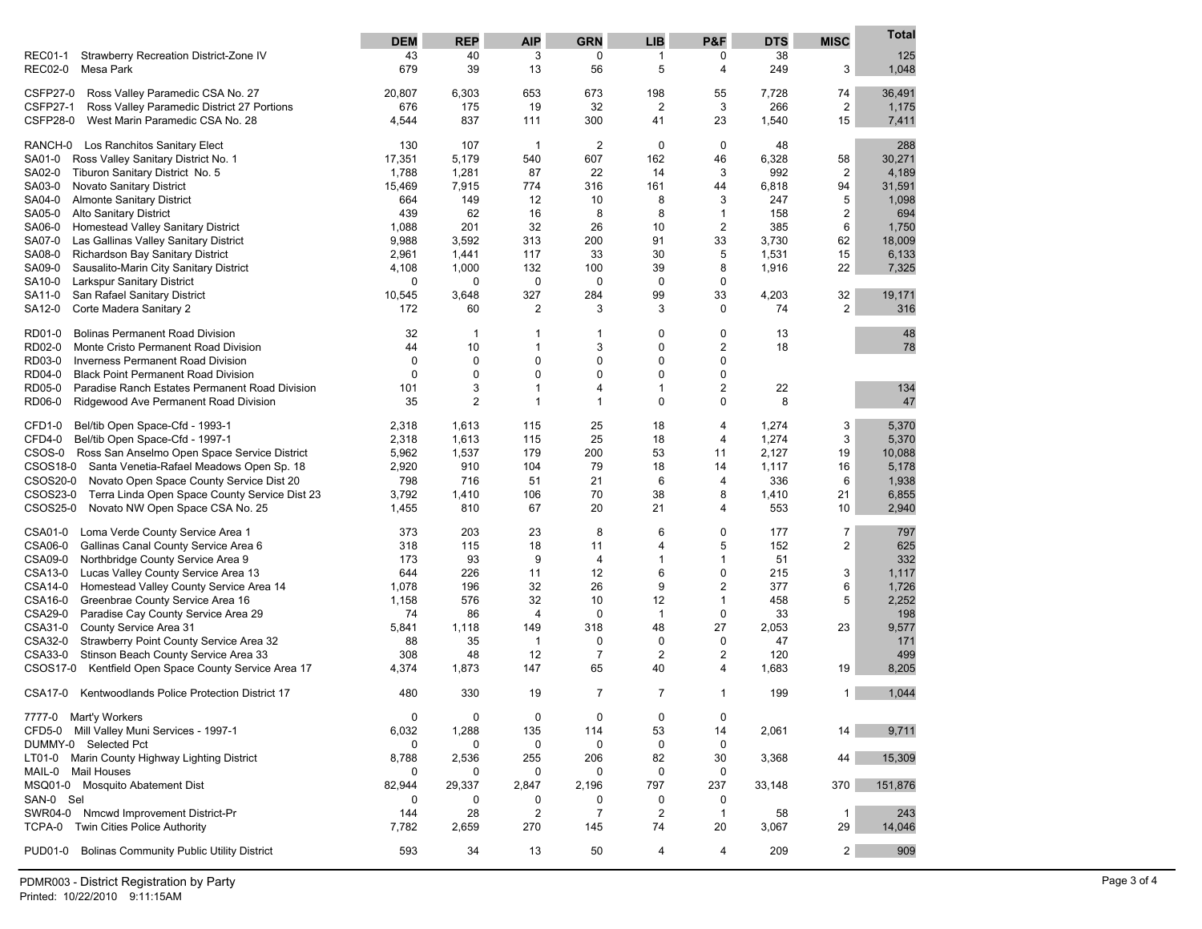| | DEM | REP | AIP | GRN | LIB | P&F | DTS | MISC | Total |
|---|---|---|---|---|---|---|---|---|---|
| REC01-1 Strawberry Recreation District-Zone IV | 43 | 40 | 3 | 0 | 1 | 0 | 38 | | 125 |
| REC02-0 Mesa Park | 679 | 39 | 13 | 56 | 5 | 4 | 249 | 3 | 1,048 |
| CSFP27-0 Ross Valley Paramedic CSA No. 27 | 20,807 | 6,303 | 653 | 673 | 198 | 55 | 7,728 | 74 | 36,491 |
| CSFP27-1 Ross Valley Paramedic District 27 Portions | 676 | 175 | 19 | 32 | 2 | 3 | 266 | 2 | 1,175 |
| CSFP28-0 West Marin Paramedic CSA No. 28 | 4,544 | 837 | 111 | 300 | 41 | 23 | 1,540 | 15 | 7,411 |
| RANCH-0 Los Ranchitos Sanitary Elect | 130 | 107 | 1 | 2 | 0 | 0 | 48 | | 288 |
| SA01-0 Ross Valley Sanitary District No. 1 | 17,351 | 5,179 | 540 | 607 | 162 | 46 | 6,328 | 58 | 30,271 |
| SA02-0 Tiburon Sanitary District No. 5 | 1,788 | 1,281 | 87 | 22 | 14 | 3 | 992 | 2 | 4,189 |
| SA03-0 Novato Sanitary District | 15,469 | 7,915 | 774 | 316 | 161 | 44 | 6,818 | 94 | 31,591 |
| SA04-0 Almonte Sanitary District | 664 | 149 | 12 | 10 | 8 | 3 | 247 | 5 | 1,098 |
| SA05-0 Alto Sanitary District | 439 | 62 | 16 | 8 | 8 | 1 | 158 | 2 | 694 |
| SA06-0 Homestead Valley Sanitary District | 1,088 | 201 | 32 | 26 | 10 | 2 | 385 | 6 | 1,750 |
| SA07-0 Las Gallinas Valley Sanitary District | 9,988 | 3,592 | 313 | 200 | 91 | 33 | 3,730 | 62 | 18,009 |
| SA08-0 Richardson Bay Sanitary District | 2,961 | 1,441 | 117 | 33 | 30 | 5 | 1,531 | 15 | 6,133 |
| SA09-0 Sausalito-Marin City Sanitary District | 4,108 | 1,000 | 132 | 100 | 39 | 8 | 1,916 | 22 | 7,325 |
| SA10-0 Larkspur Sanitary District | 0 | 0 | 0 | 0 | 0 | 0 | | | |
| SA11-0 San Rafael Sanitary District | 10,545 | 3,648 | 327 | 284 | 99 | 33 | 4,203 | 32 | 19,171 |
| SA12-0 Corte Madera Sanitary 2 | 172 | 60 | 2 | 3 | 3 | 0 | 74 | 2 | 316 |
| RD01-0 Bolinas Permanent Road Division | 32 | 1 | 1 | 1 | 0 | 0 | 13 | | 48 |
| RD02-0 Monte Cristo Permanent Road Division | 44 | 10 | 1 | 3 | 0 | 2 | 18 | | 78 |
| RD03-0 Inverness Permanent Road Division | 0 | 0 | 0 | 0 | 0 | 0 | | | |
| RD04-0 Black Point Permanent Road Division | 0 | 0 | 0 | 0 | 0 | 0 | | | |
| RD05-0 Paradise Ranch Estates Permanent Road Division | 101 | 3 | 1 | 4 | 1 | 2 | 22 | | 134 |
| RD06-0 Ridgewood Ave Permanent Road Division | 35 | 2 | 1 | 1 | 0 | 0 | 8 | | 47 |
| CFD1-0 Bel/tib Open Space-Cfd - 1993-1 | 2,318 | 1,613 | 115 | 25 | 18 | 4 | 1,274 | 3 | 5,370 |
| CFD4-0 Bel/tib Open Space-Cfd - 1997-1 | 2,318 | 1,613 | 115 | 25 | 18 | 4 | 1,274 | 3 | 5,370 |
| CSOS-0 Ross San Anselmo Open Space Service District | 5,962 | 1,537 | 179 | 200 | 53 | 11 | 2,127 | 19 | 10,088 |
| CSOS18-0 Santa Venetia-Rafael Meadows Open Sp. 18 | 2,920 | 910 | 104 | 79 | 18 | 14 | 1,117 | 16 | 5,178 |
| CSOS20-0 Novato Open Space County Service Dist 20 | 798 | 716 | 51 | 21 | 6 | 4 | 336 | 6 | 1,938 |
| CSOS23-0 Terra Linda Open Space County Service Dist 23 | 3,792 | 1,410 | 106 | 70 | 38 | 8 | 1,410 | 21 | 6,855 |
| CSOS25-0 Novato NW Open Space CSA No. 25 | 1,455 | 810 | 67 | 20 | 21 | 4 | 553 | 10 | 2,940 |
| CSA01-0 Loma Verde County Service Area 1 | 373 | 203 | 23 | 8 | 6 | 0 | 177 | 7 | 797 |
| CSA06-0 Gallinas Canal County Service Area 6 | 318 | 115 | 18 | 11 | 4 | 5 | 152 | 2 | 625 |
| CSA09-0 Northbridge County Service Area 9 | 173 | 93 | 9 | 4 | 1 | 1 | 51 | | 332 |
| CSA13-0 Lucas Valley County Service Area 13 | 644 | 226 | 11 | 12 | 6 | 0 | 215 | 3 | 1,117 |
| CSA14-0 Homestead Valley County Service Area 14 | 1,078 | 196 | 32 | 26 | 9 | 2 | 377 | 6 | 1,726 |
| CSA16-0 Greenbrae County Service Area 16 | 1,158 | 576 | 32 | 10 | 12 | 1 | 458 | 5 | 2,252 |
| CSA29-0 Paradise Cay County Service Area 29 | 74 | 86 | 4 | 0 | 1 | 0 | 33 | | 198 |
| CSA31-0 County Service Area 31 | 5,841 | 1,118 | 149 | 318 | 48 | 27 | 2,053 | 23 | 9,577 |
| CSA32-0 Strawberry Point County Service Area 32 | 88 | 35 | 1 | 0 | 0 | 0 | 47 | | 171 |
| CSA33-0 Stinson Beach County Service Area 33 | 308 | 48 | 12 | 7 | 2 | 2 | 120 | | 499 |
| CSOS17-0 Kentfield Open Space County Service Area 17 | 4,374 | 1,873 | 147 | 65 | 40 | 4 | 1,683 | 19 | 8,205 |
| CSA17-0 Kentwoodlands Police Protection District 17 | 480 | 330 | 19 | 7 | 7 | 1 | 199 | 1 | 1,044 |
| 7777-0 Mart'y Workers | 0 | 0 | 0 | 0 | 0 | 0 | | | |
| CFD5-0 Mill Valley Muni Services - 1997-1 | 6,032 | 1,288 | 135 | 114 | 53 | 14 | 2,061 | 14 | 9,711 |
| DUMMY-0 Selected Pct | 0 | 0 | 0 | 0 | 0 | 0 | | | |
| LT01-0 Marin County Highway Lighting District | 8,788 | 2,536 | 255 | 206 | 82 | 30 | 3,368 | 44 | 15,309 |
| MAIL-0 Mail Houses | 0 | 0 | 0 | 0 | 0 | 0 | | | |
| MSQ01-0 Mosquito Abatement Dist | 82,944 | 29,337 | 2,847 | 2,196 | 797 | 237 | 33,148 | 370 | 151,876 |
| SAN-0 Sel | 0 | 0 | 0 | 0 | 0 | 0 | | | |
| SWR04-0 Nmcwd Improvement District-Pr | 144 | 28 | 2 | 7 | 2 | 1 | 58 | 1 | 243 |
| TCPA-0 Twin Cities Police Authority | 7,782 | 2,659 | 270 | 145 | 74 | 20 | 3,067 | 29 | 14,046 |
| PUD01-0 Bolinas Community Public Utility District | 593 | 34 | 13 | 50 | 4 | 4 | 209 | 2 | 909 |

PDMR003 - District Registration by Party
Printed: 10/22/2010 9:11:15AM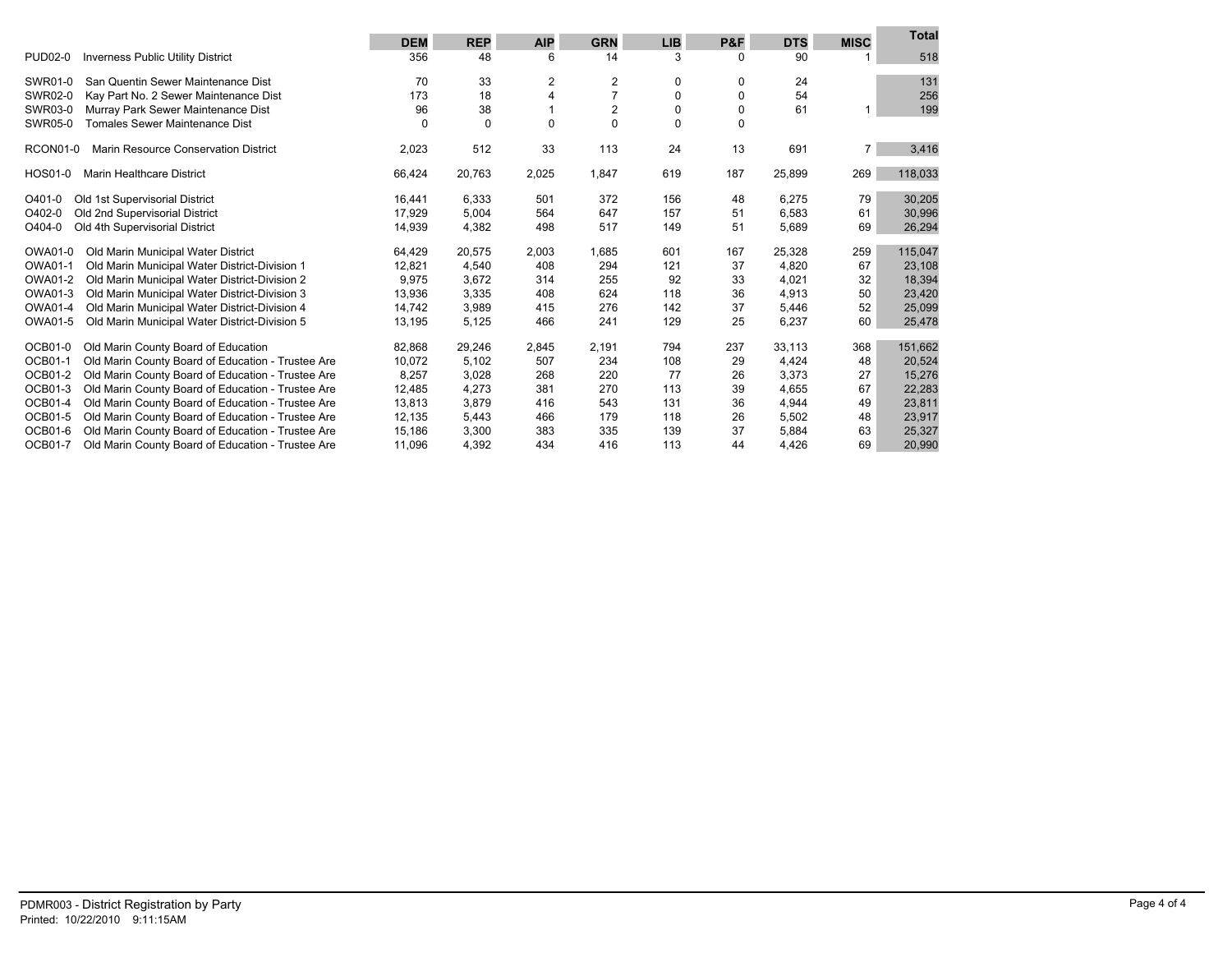| | | DEM | REP | AIP | GRN | LIB | P&F | DTS | MISC | Total |
|---|---|---|---|---|---|---|---|---|---|---|
| PUD02-0 | Inverness Public Utility District | 356 | 48 | 6 | 14 | 3 | 0 | 90 | 1 | 518 |
| SWR01-0 | San Quentin Sewer Maintenance Dist | 70 | 33 | 2 | 2 | 0 | 0 | 24 | | 131 |
| SWR02-0 | Kay Part No. 2 Sewer Maintenance Dist | 173 | 18 | 4 | 7 | 0 | 0 | 54 | | 256 |
| SWR03-0 | Murray Park Sewer Maintenance Dist | 96 | 38 | 1 | 2 | 0 | 0 | 61 | 1 | 199 |
| SWR05-0 | Tomales Sewer Maintenance Dist | 0 | 0 | 0 | 0 | 0 | 0 | | | |
| RCON01-0 | Marin Resource Conservation District | 2,023 | 512 | 33 | 113 | 24 | 13 | 691 | 7 | 3,416 |
| HOS01-0 | Marin Healthcare District | 66,424 | 20,763 | 2,025 | 1,847 | 619 | 187 | 25,899 | 269 | 118,033 |
| O401-0 | Old 1st Supervisorial District | 16,441 | 6,333 | 501 | 372 | 156 | 48 | 6,275 | 79 | 30,205 |
| O402-0 | Old 2nd Supervisorial District | 17,929 | 5,004 | 564 | 647 | 157 | 51 | 6,583 | 61 | 30,996 |
| O404-0 | Old 4th Supervisorial District | 14,939 | 4,382 | 498 | 517 | 149 | 51 | 5,689 | 69 | 26,294 |
| OWA01-0 | Old Marin Municipal Water District | 64,429 | 20,575 | 2,003 | 1,685 | 601 | 167 | 25,328 | 259 | 115,047 |
| OWA01-1 | Old Marin Municipal Water District-Division 1 | 12,821 | 4,540 | 408 | 294 | 121 | 37 | 4,820 | 67 | 23,108 |
| OWA01-2 | Old Marin Municipal Water District-Division 2 | 9,975 | 3,672 | 314 | 255 | 92 | 33 | 4,021 | 32 | 18,394 |
| OWA01-3 | Old Marin Municipal Water District-Division 3 | 13,936 | 3,335 | 408 | 624 | 118 | 36 | 4,913 | 50 | 23,420 |
| OWA01-4 | Old Marin Municipal Water District-Division 4 | 14,742 | 3,989 | 415 | 276 | 142 | 37 | 5,446 | 52 | 25,099 |
| OWA01-5 | Old Marin Municipal Water District-Division 5 | 13,195 | 5,125 | 466 | 241 | 129 | 25 | 6,237 | 60 | 25,478 |
| OCB01-0 | Old Marin County Board of Education | 82,868 | 29,246 | 2,845 | 2,191 | 794 | 237 | 33,113 | 368 | 151,662 |
| OCB01-1 | Old Marin County Board of Education - Trustee Are | 10,072 | 5,102 | 507 | 234 | 108 | 29 | 4,424 | 48 | 20,524 |
| OCB01-2 | Old Marin County Board of Education - Trustee Are | 8,257 | 3,028 | 268 | 220 | 77 | 26 | 3,373 | 27 | 15,276 |
| OCB01-3 | Old Marin County Board of Education - Trustee Are | 12,485 | 4,273 | 381 | 270 | 113 | 39 | 4,655 | 67 | 22,283 |
| OCB01-4 | Old Marin County Board of Education - Trustee Are | 13,813 | 3,879 | 416 | 543 | 131 | 36 | 4,944 | 49 | 23,811 |
| OCB01-5 | Old Marin County Board of Education - Trustee Are | 12,135 | 5,443 | 466 | 179 | 118 | 26 | 5,502 | 48 | 23,917 |
| OCB01-6 | Old Marin County Board of Education - Trustee Are | 15,186 | 3,300 | 383 | 335 | 139 | 37 | 5,884 | 63 | 25,327 |
| OCB01-7 | Old Marin County Board of Education - Trustee Are | 11,096 | 4,392 | 434 | 416 | 113 | 44 | 4,426 | 69 | 20,990 |

PDMR003 - District Registration by Party
Printed: 10/22/2010 9:11:15AM